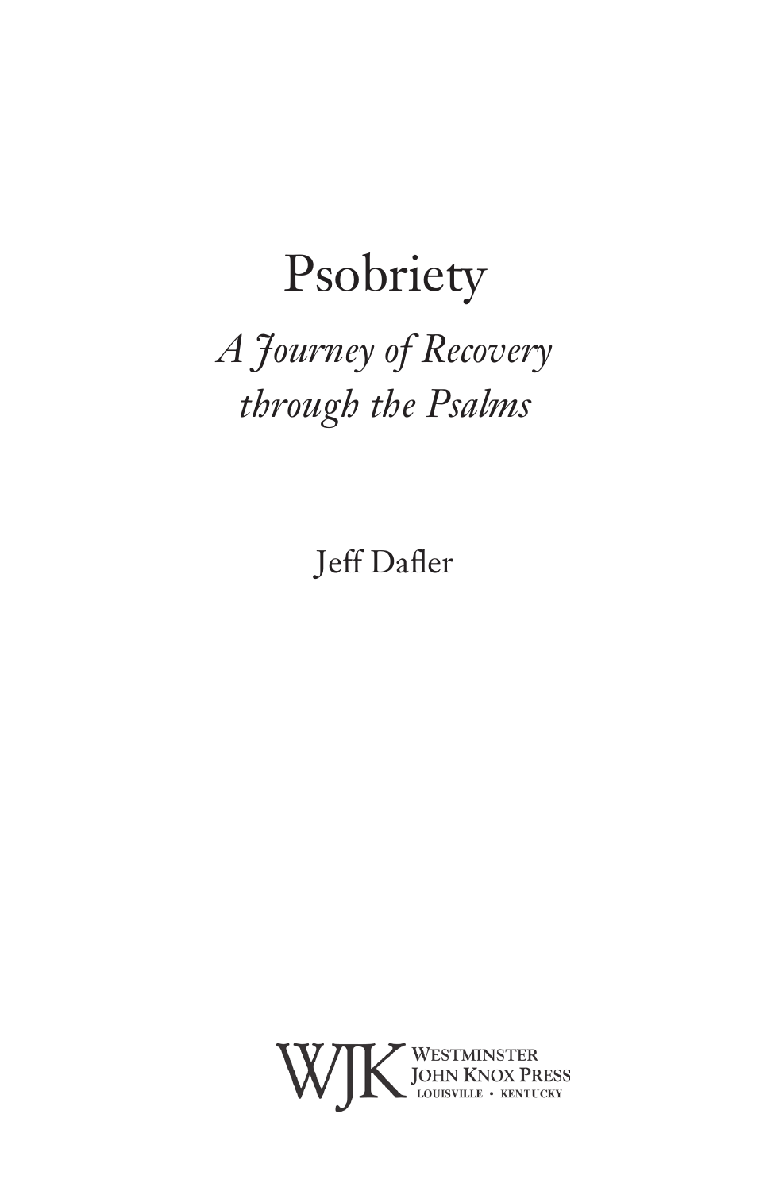# Psobriety

## *A Journey of Recovery through the Psalms*

Jeff Dafler

WJK Westminster John Knox Press
Louisville • Kentucky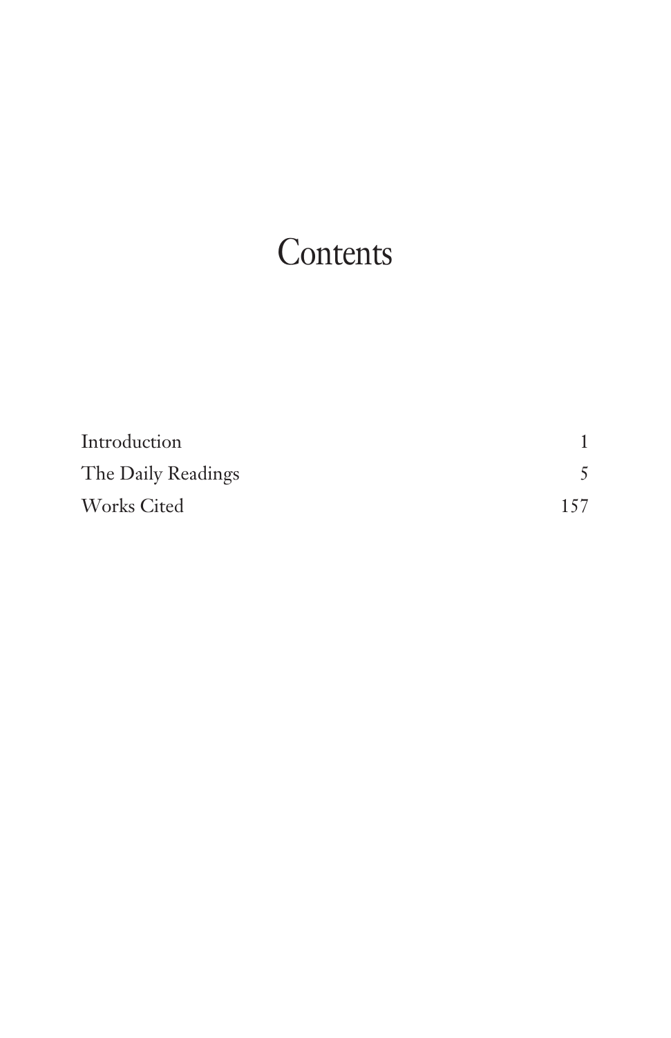# Contents

| | |
|---|---|
| Introduction | 1 |
| The Daily Readings | 5 |
| Works Cited | 157 |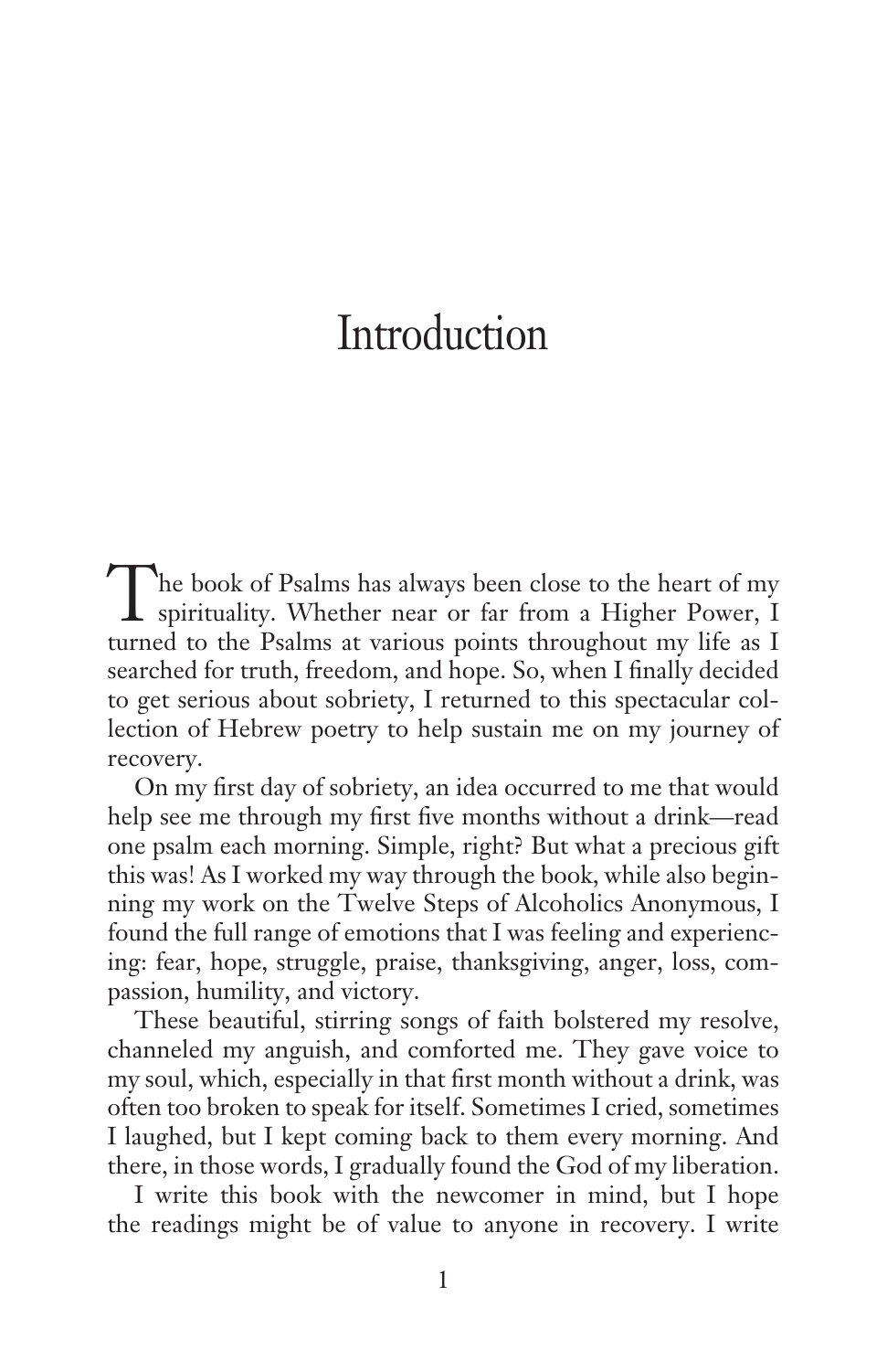# Introduction

The book of Psalms has always been close to the heart of my spirituality. Whether near or far from a Higher Power, I turned to the Psalms at various points throughout my life as I searched for truth, freedom, and hope. So, when I finally decided to get serious about sobriety, I returned to this spectacular collection of Hebrew poetry to help sustain me on my journey of recovery.

On my first day of sobriety, an idea occurred to me that would help see me through my first five months without a drink—read one psalm each morning. Simple, right? But what a precious gift this was! As I worked my way through the book, while also beginning my work on the Twelve Steps of Alcoholics Anonymous, I found the full range of emotions that I was feeling and experiencing: fear, hope, struggle, praise, thanksgiving, anger, loss, compassion, humility, and victory.

These beautiful, stirring songs of faith bolstered my resolve, channeled my anguish, and comforted me. They gave voice to my soul, which, especially in that first month without a drink, was often too broken to speak for itself. Sometimes I cried, sometimes I laughed, but I kept coming back to them every morning. And there, in those words, I gradually found the God of my liberation.

I write this book with the newcomer in mind, but I hope the readings might be of value to anyone in recovery. I write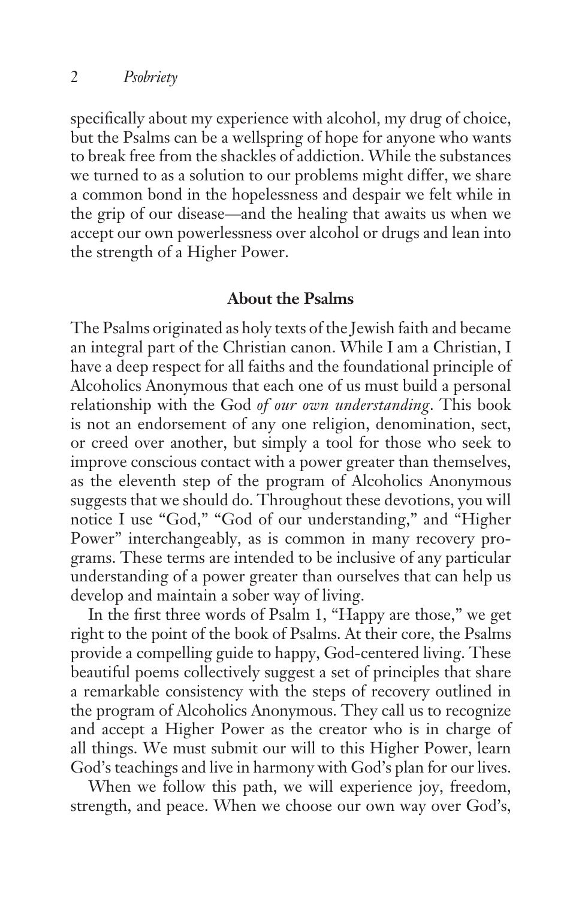specifically about my experience with alcohol, my drug of choice, but the Psalms can be a wellspring of hope for anyone who wants to break free from the shackles of addiction. While the substances we turned to as a solution to our problems might differ, we share a common bond in the hopelessness and despair we felt while in the grip of our disease—and the healing that awaits us when we accept our own powerlessness over alcohol or drugs and lean into the strength of a Higher Power.

## About the Psalms

The Psalms originated as holy texts of the Jewish faith and became an integral part of the Christian canon. While I am a Christian, I have a deep respect for all faiths and the foundational principle of Alcoholics Anonymous that each one of us must build a personal relationship with the God *of our own understanding*. This book is not an endorsement of any one religion, denomination, sect, or creed over another, but simply a tool for those who seek to improve conscious contact with a power greater than themselves, as the eleventh step of the program of Alcoholics Anonymous suggests that we should do. Throughout these devotions, you will notice I use "God," "God of our understanding," and "Higher Power" interchangeably, as is common in many recovery programs. These terms are intended to be inclusive of any particular understanding of a power greater than ourselves that can help us develop and maintain a sober way of living.

In the first three words of Psalm 1, "Happy are those," we get right to the point of the book of Psalms. At their core, the Psalms provide a compelling guide to happy, God-centered living. These beautiful poems collectively suggest a set of principles that share a remarkable consistency with the steps of recovery outlined in the program of Alcoholics Anonymous. They call us to recognize and accept a Higher Power as the creator who is in charge of all things. We must submit our will to this Higher Power, learn God's teachings and live in harmony with God's plan for our lives.

When we follow this path, we will experience joy, freedom, strength, and peace. When we choose our own way over God's,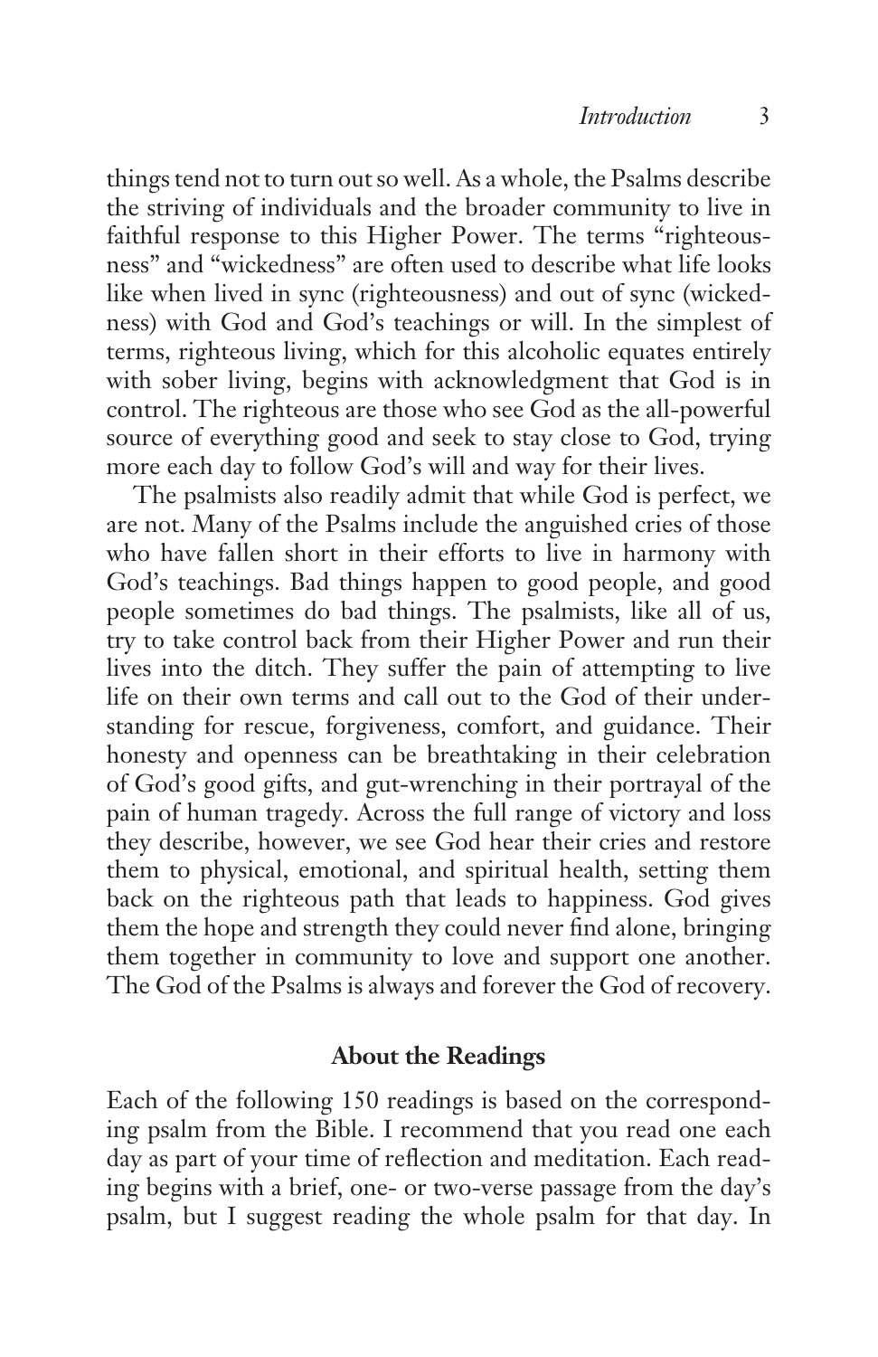things tend not to turn out so well. As a whole, the Psalms describe the striving of individuals and the broader community to live in faithful response to this Higher Power. The terms "righteousness" and "wickedness" are often used to describe what life looks like when lived in sync (righteousness) and out of sync (wickedness) with God and God's teachings or will. In the simplest of terms, righteous living, which for this alcoholic equates entirely with sober living, begins with acknowledgment that God is in control. The righteous are those who see God as the all-powerful source of everything good and seek to stay close to God, trying more each day to follow God's will and way for their lives.

The psalmists also readily admit that while God is perfect, we are not. Many of the Psalms include the anguished cries of those who have fallen short in their efforts to live in harmony with God's teachings. Bad things happen to good people, and good people sometimes do bad things. The psalmists, like all of us, try to take control back from their Higher Power and run their lives into the ditch. They suffer the pain of attempting to live life on their own terms and call out to the God of their understanding for rescue, forgiveness, comfort, and guidance. Their honesty and openness can be breathtaking in their celebration of God's good gifts, and gut-wrenching in their portrayal of the pain of human tragedy. Across the full range of victory and loss they describe, however, we see God hear their cries and restore them to physical, emotional, and spiritual health, setting them back on the righteous path that leads to happiness. God gives them the hope and strength they could never find alone, bringing them together in community to love and support one another. The God of the Psalms is always and forever the God of recovery.

## About the Readings

Each of the following 150 readings is based on the corresponding psalm from the Bible. I recommend that you read one each day as part of your time of reflection and meditation. Each reading begins with a brief, one- or two-verse passage from the day's psalm, but I suggest reading the whole psalm for that day. In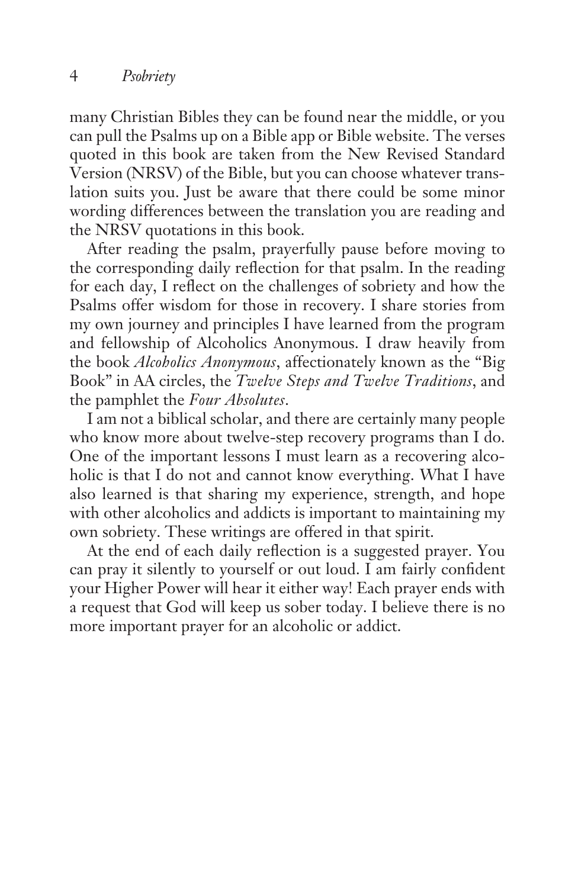many Christian Bibles they can be found near the middle, or you can pull the Psalms up on a Bible app or Bible website. The verses quoted in this book are taken from the New Revised Standard Version (NRSV) of the Bible, but you can choose whatever translation suits you. Just be aware that there could be some minor wording differences between the translation you are reading and the NRSV quotations in this book.

After reading the psalm, prayerfully pause before moving to the corresponding daily reflection for that psalm. In the reading for each day, I reflect on the challenges of sobriety and how the Psalms offer wisdom for those in recovery. I share stories from my own journey and principles I have learned from the program and fellowship of Alcoholics Anonymous. I draw heavily from the book *Alcoholics Anonymous*, affectionately known as the "Big Book" in AA circles, the *Twelve Steps and Twelve Traditions*, and the pamphlet the *Four Absolutes*.

I am not a biblical scholar, and there are certainly many people who know more about twelve-step recovery programs than I do. One of the important lessons I must learn as a recovering alcoholic is that I do not and cannot know everything. What I have also learned is that sharing my experience, strength, and hope with other alcoholics and addicts is important to maintaining my own sobriety. These writings are offered in that spirit.

At the end of each daily reflection is a suggested prayer. You can pray it silently to yourself or out loud. I am fairly confident your Higher Power will hear it either way! Each prayer ends with a request that God will keep us sober today. I believe there is no more important prayer for an alcoholic or addict.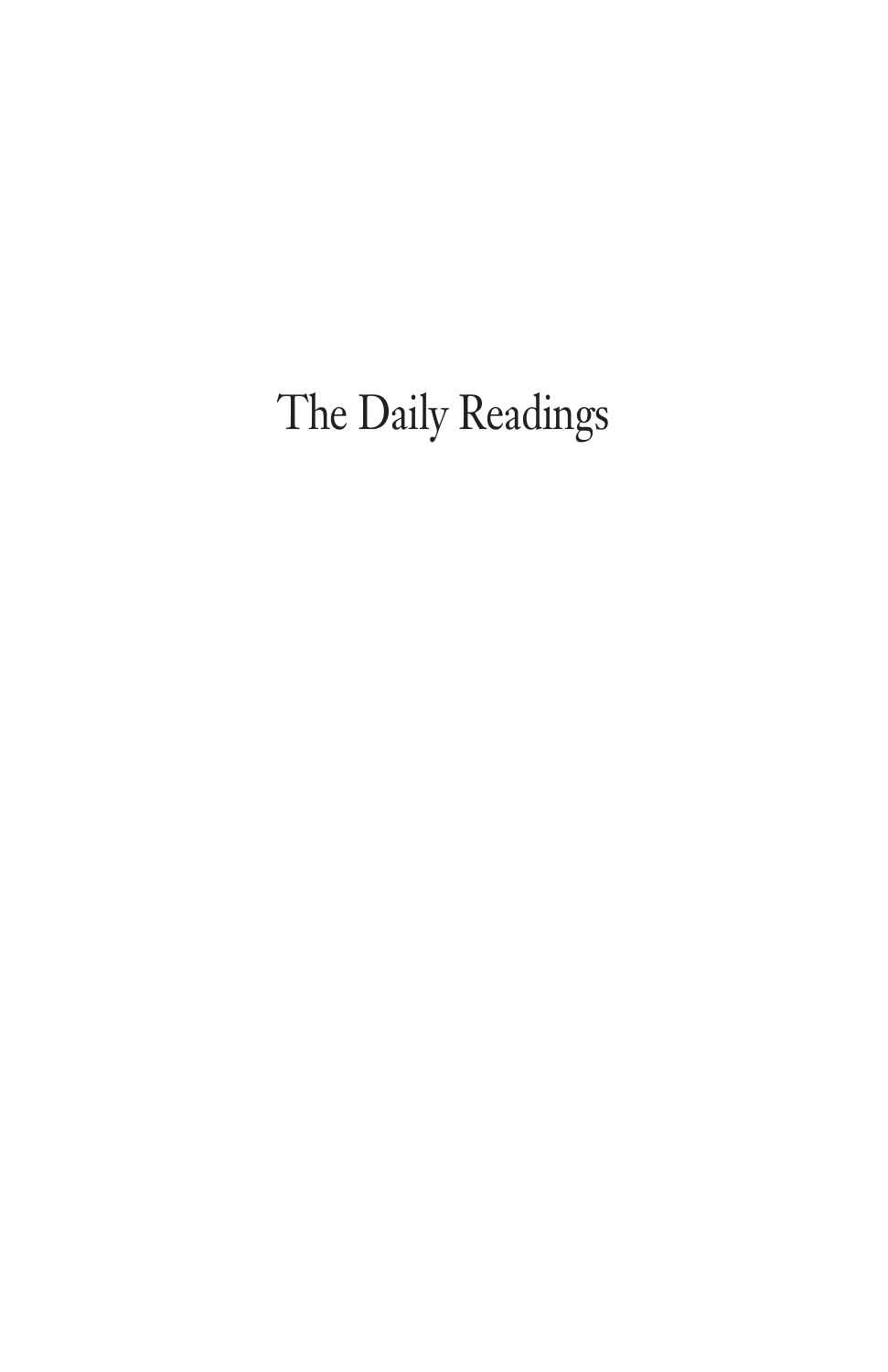# The Daily Readings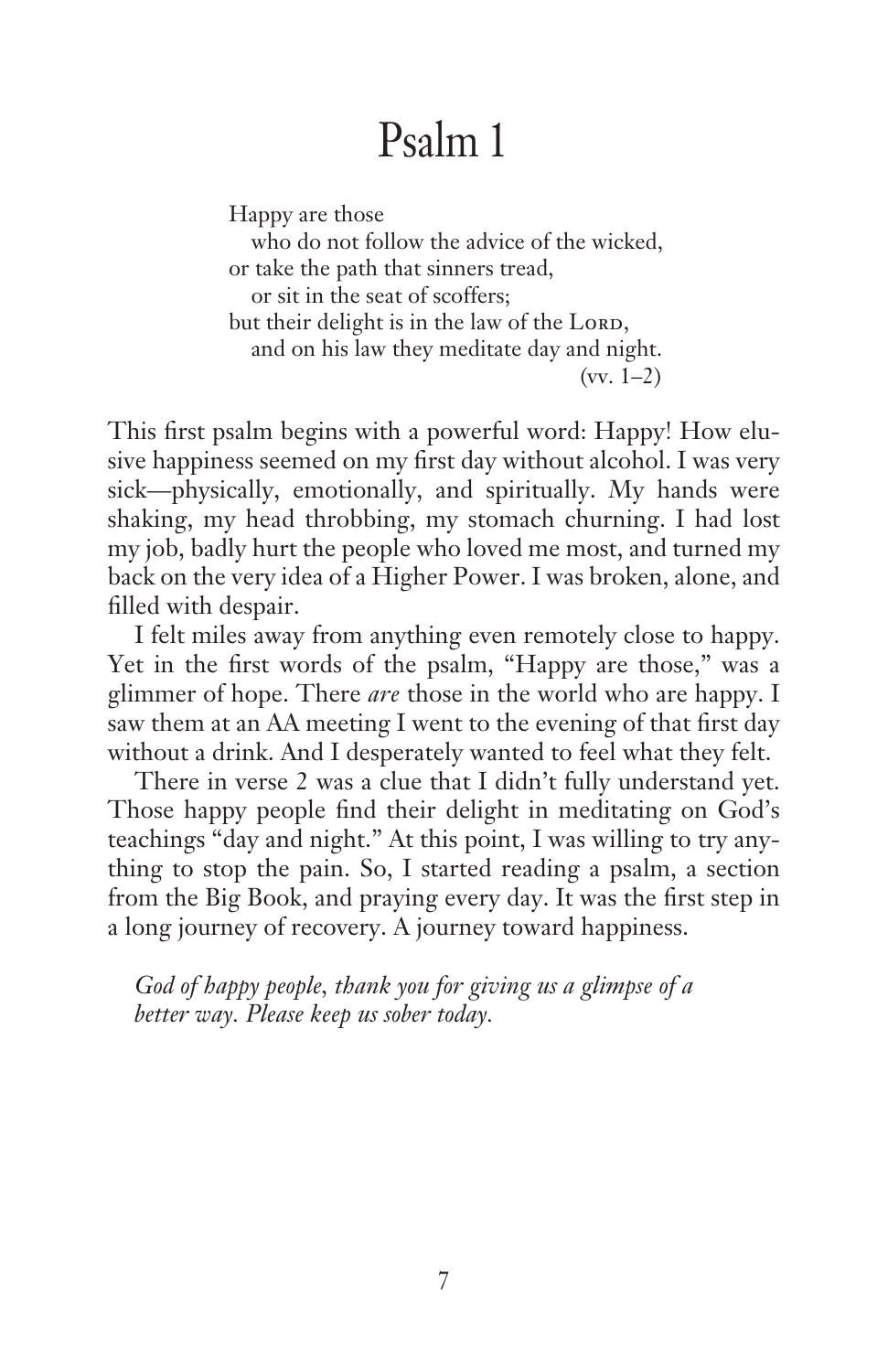# Psalm 1

Happy are those  
who do not follow the advice of the wicked,  
or take the path that sinners tread,  
or sit in the seat of scoffers;  
but their delight is in the law of the LORD,  
and on his law they meditate day and night.  
(vv. 1–2)

This first psalm begins with a powerful word: Happy! How elusive happiness seemed on my first day without alcohol. I was very sick—physically, emotionally, and spiritually. My hands were shaking, my head throbbing, my stomach churning. I had lost my job, badly hurt the people who loved me most, and turned my back on the very idea of a Higher Power. I was broken, alone, and filled with despair.

I felt miles away from anything even remotely close to happy. Yet in the first words of the psalm, "Happy are those," was a glimmer of hope. There *are* those in the world who are happy. I saw them at an AA meeting I went to the evening of that first day without a drink. And I desperately wanted to feel what they felt.

There in verse 2 was a clue that I didn't fully understand yet. Those happy people find their delight in meditating on God's teachings "day and night." At this point, I was willing to try anything to stop the pain. So, I started reading a psalm, a section from the Big Book, and praying every day. It was the first step in a long journey of recovery. A journey toward happiness.

*God of happy people, thank you for giving us a glimpse of a better way. Please keep us sober today.*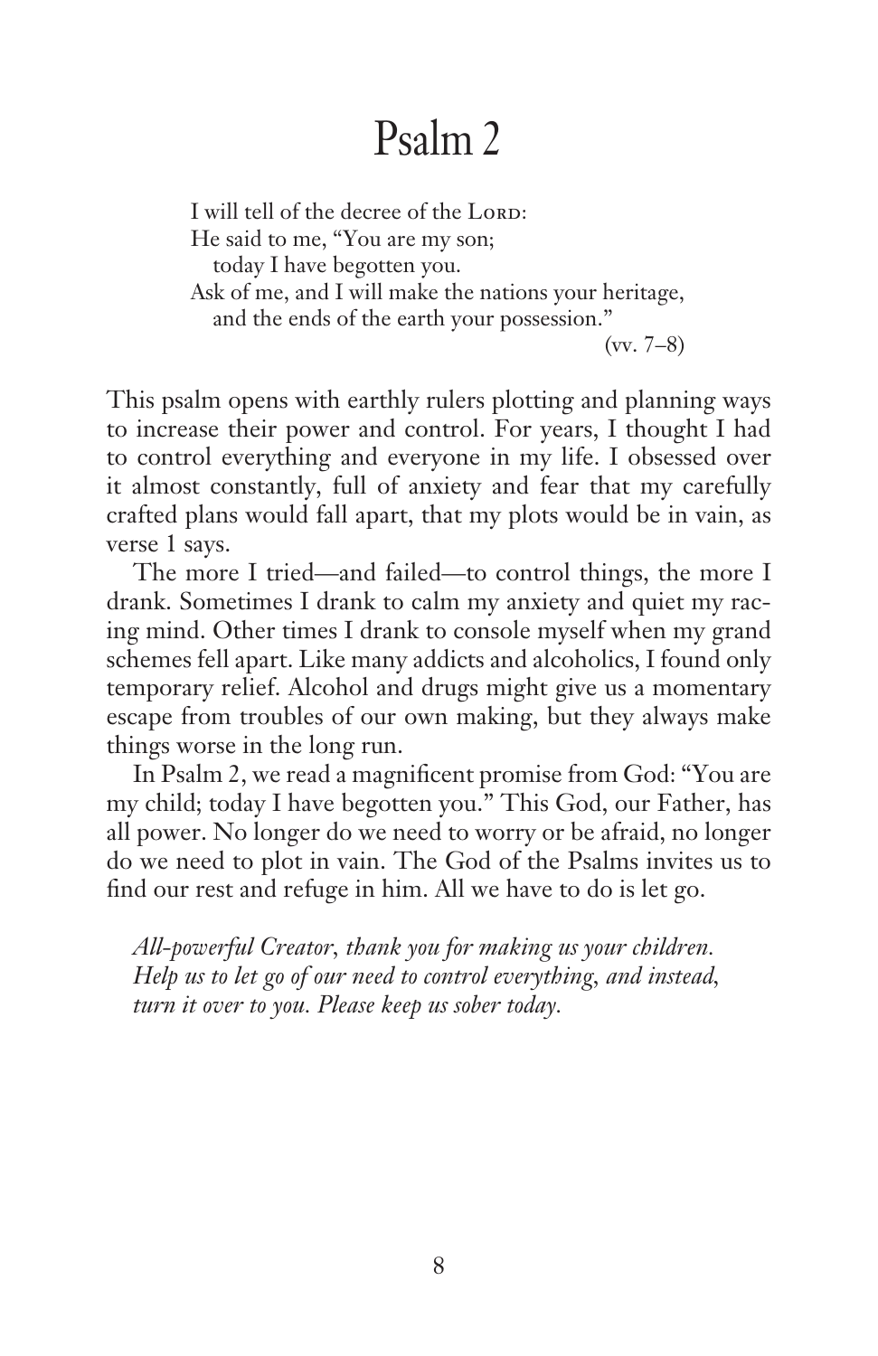# Psalm 2

> I will tell of the decree of the LORD:
> He said to me, "You are my son;
> today I have begotten you.
> Ask of me, and I will make the nations your heritage,
> and the ends of the earth your possession."
> (vv. 7–8)

This psalm opens with earthly rulers plotting and planning ways to increase their power and control. For years, I thought I had to control everything and everyone in my life. I obsessed over it almost constantly, full of anxiety and fear that my carefully crafted plans would fall apart, that my plots would be in vain, as verse 1 says.

The more I tried—and failed—to control things, the more I drank. Sometimes I drank to calm my anxiety and quiet my racing mind. Other times I drank to console myself when my grand schemes fell apart. Like many addicts and alcoholics, I found only temporary relief. Alcohol and drugs might give us a momentary escape from troubles of our own making, but they always make things worse in the long run.

In Psalm 2, we read a magnificent promise from God: "You are my child; today I have begotten you." This God, our Father, has all power. No longer do we need to worry or be afraid, no longer do we need to plot in vain. The God of the Psalms invites us to find our rest and refuge in him. All we have to do is let go.

*All-powerful Creator, thank you for making us your children. Help us to let go of our need to control everything, and instead, turn it over to you. Please keep us sober today.*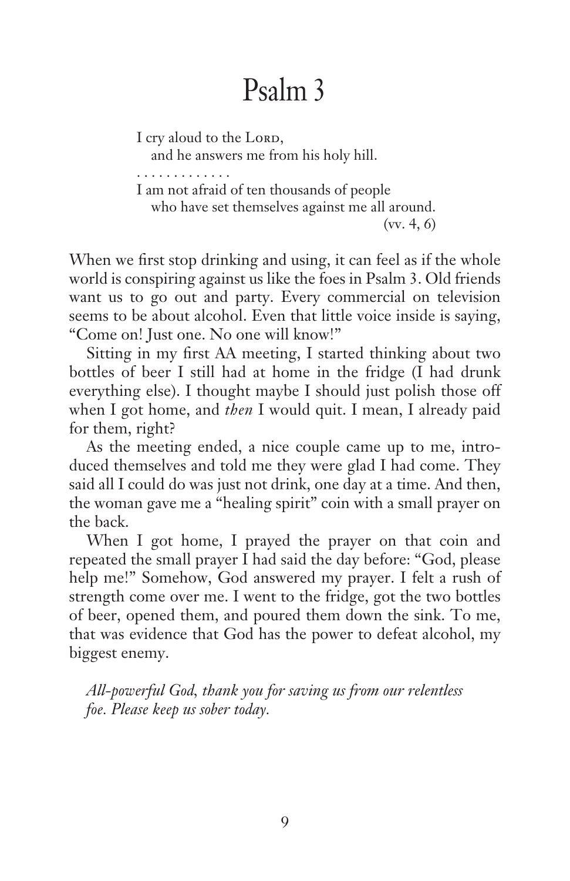# Psalm 3

> I cry aloud to the LORD,
>   and he answers me from his holy hill.
>
> . . . . . . . . . . . . .
>
> I am not afraid of ten thousands of people
>   who have set themselves against me all around.
>
> (vv. 4, 6)

When we first stop drinking and using, it can feel as if the whole world is conspiring against us like the foes in Psalm 3. Old friends want us to go out and party. Every commercial on television seems to be about alcohol. Even that little voice inside is saying, "Come on! Just one. No one will know!"

Sitting in my first AA meeting, I started thinking about two bottles of beer I still had at home in the fridge (I had drunk everything else). I thought maybe I should just polish those off when I got home, and *then* I would quit. I mean, I already paid for them, right?

As the meeting ended, a nice couple came up to me, introduced themselves and told me they were glad I had come. They said all I could do was just not drink, one day at a time. And then, the woman gave me a "healing spirit" coin with a small prayer on the back.

When I got home, I prayed the prayer on that coin and repeated the small prayer I had said the day before: "God, please help me!" Somehow, God answered my prayer. I felt a rush of strength come over me. I went to the fridge, got the two bottles of beer, opened them, and poured them down the sink. To me, that was evidence that God has the power to defeat alcohol, my biggest enemy.

*All-powerful God, thank you for saving us from our relentless foe. Please keep us sober today.*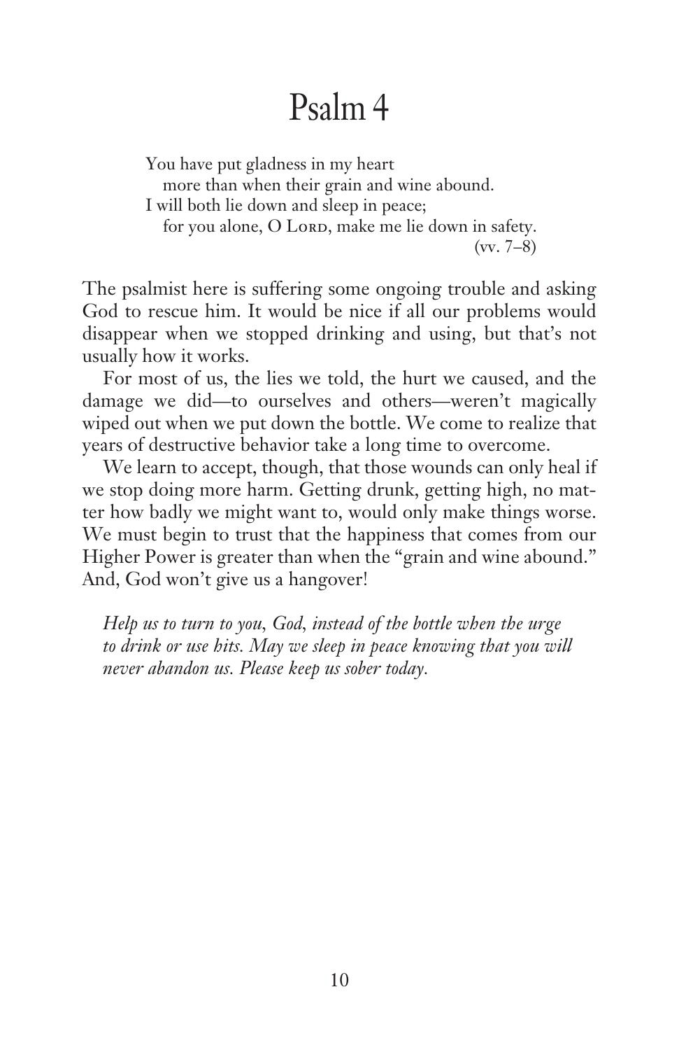# Psalm 4

> You have put gladness in my heart
> more than when their grain and wine abound.
> I will both lie down and sleep in peace;
> for you alone, O Lord, make me lie down in safety.
> (vv. 7–8)

The psalmist here is suffering some ongoing trouble and asking God to rescue him. It would be nice if all our problems would disappear when we stopped drinking and using, but that's not usually how it works.

For most of us, the lies we told, the hurt we caused, and the damage we did—to ourselves and others—weren't magically wiped out when we put down the bottle. We come to realize that years of destructive behavior take a long time to overcome.

We learn to accept, though, that those wounds can only heal if we stop doing more harm. Getting drunk, getting high, no matter how badly we might want to, would only make things worse. We must begin to trust that the happiness that comes from our Higher Power is greater than when the "grain and wine abound." And, God won't give us a hangover!

*Help us to turn to you, God, instead of the bottle when the urge to drink or use hits. May we sleep in peace knowing that you will never abandon us. Please keep us sober today.*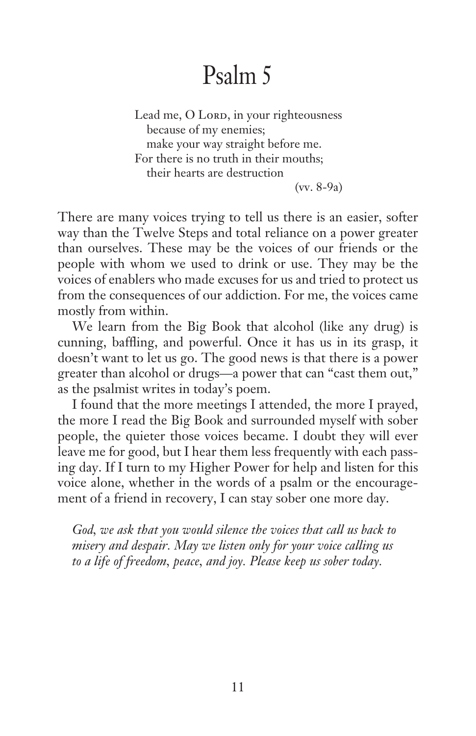# Psalm 5

Lead me, O LORD, in your righteousness
because of my enemies;
make your way straight before me.
For there is no truth in their mouths;
their hearts are destruction
(vv. 8-9a)

There are many voices trying to tell us there is an easier, softer way than the Twelve Steps and total reliance on a power greater than ourselves. These may be the voices of our friends or the people with whom we used to drink or use. They may be the voices of enablers who made excuses for us and tried to protect us from the consequences of our addiction. For me, the voices came mostly from within.

We learn from the Big Book that alcohol (like any drug) is cunning, baffling, and powerful. Once it has us in its grasp, it doesn't want to let us go. The good news is that there is a power greater than alcohol or drugs—a power that can "cast them out," as the psalmist writes in today's poem.

I found that the more meetings I attended, the more I prayed, the more I read the Big Book and surrounded myself with sober people, the quieter those voices became. I doubt they will ever leave me for good, but I hear them less frequently with each passing day. If I turn to my Higher Power for help and listen for this voice alone, whether in the words of a psalm or the encouragement of a friend in recovery, I can stay sober one more day.

*God, we ask that you would silence the voices that call us back to misery and despair. May we listen only for your voice calling us to a life of freedom, peace, and joy. Please keep us sober today.*